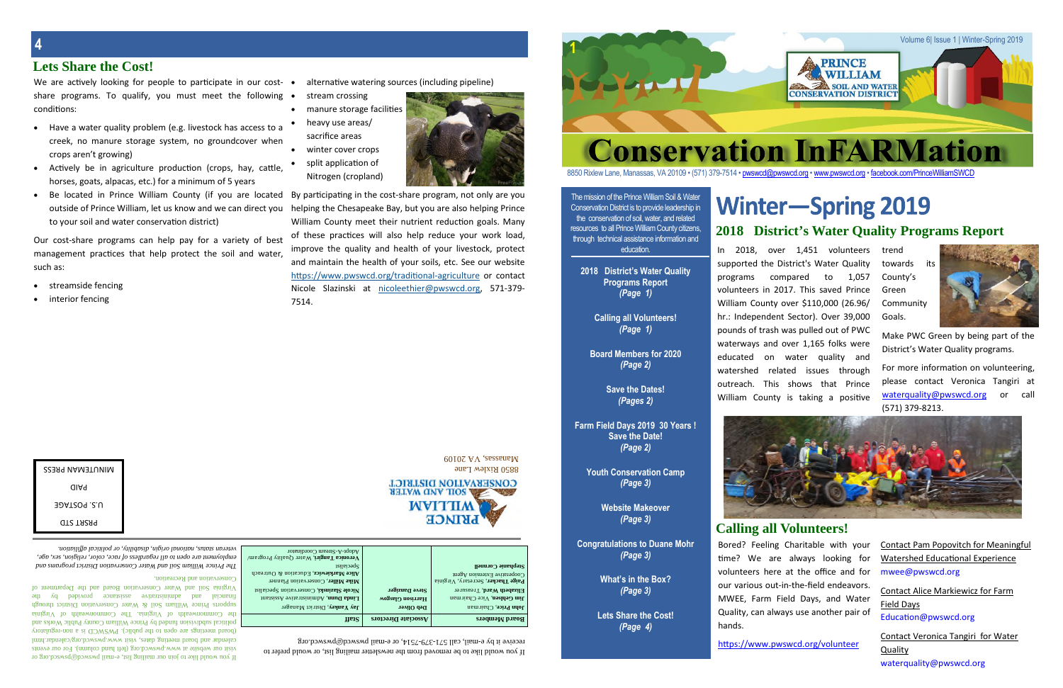## Lets Share the Cost!

We are actively looking for people to participate in our cost-share programs. To qualify, you must meet the following conditions:

- Have a water quality problem (e.g. livestock has access to a creek, no manure storage system, no groundcover when crops aren't growing)
- Actively be in agriculture production (crops, hay, cattle, horses, goats, alpacas, etc.) for a minimum of 5 years
- Be located in Prince William County (if you are located outside of Prince William, let us know and we can direct you to your soil and water conservation district)

Our cost-share programs can help pay for a variety of best management practices that help protect the soil and water, such as:

- streamside fencing
- interior fencing
- alternative watering sources (including pipeline)
- stream crossing
- manure storage facilities
- heavy use areas/ sacrifice areas
- winter cover crops
- split application of Nitrogen (cropland)

By participating in the cost-share program, not only are you helping the Chesapeake Bay, but you are also helping Prince William County meet their nutrient reduction goals. Many of these practices will also help reduce your work load, improve the quality and health of your livestock, protect and maintain the health of your soils, etc. See our website https://www.pwswcd.org/traditional-agriculture or contact Nicole Slazinski at nicoleethier@pwswcd.org, 571-379-7514.

If you would like to be removed from the newsletter mailing list, or would prefer to receive it by e-mail, call 571-379-7514, or e-mail pwswcd@pwswcd.org

| Board Members | Associate Directors | Staff |
|---|---|---|
| **John Price**, Chairman | **Deb Oliver** | **Jay Yankey**, District Manager |
| **Jim Gehlsen**, Vice Chairman | **Harrison Glasgow** | **Linda Dunn**, Administrative Assistant |
| **Elizabeth Ward**, Treasurer | **Steve Danziger** | **Nicole Slazinski**, Conservation Specialist |
| **Paige Thacker**, Secretary, Virginia Cooperative Extension Agent | | **Mike Miller**, Conservation Planner |
| **Stephanie Cornell** | | **Alice Markiewicz**, Education & Outreach Specialist |
| | | **Veronica Tangiri**, Water Quality Program/ Adopt-A-Stream Coordinator |

If you would like to join our mailing list, e-mail pwswcd@pwswcd.org or visit our website at www.pwswcd.org (left hand column). For our events calendar and board meeting dates, visit www.pwswcd.org/calendar.html (board meetings are open to the public). PWSWCD is a non-regulatory political subdivision funded by Prince William County Public Works and the Commonwealth of Virginia. The Commonwealth of Virginia supports Prince William Soil & Water Conservation District through financial and administrative assistance provided by the Virginia Soil and Water Conservation Board and the Department of Conservation and Recreation.

*The Prince William Soil and Water Conservation District programs and employment are open to all regardless of race, color, religion, sex, age, veteran status, national origin, disability, or political affiliation.*

Prince William Soil and Water Conservation District
8850 Rixlew Lane
Manassas, VA 20109

PRSRT STD
U.S. POSTAGE
PAID
MINUTEMAN PRESS

# Conservation InFARMation

Volume 6| Issue 1 | Winter-Spring 2019

8850 Rixlew Lane, Manassas, VA 20109 • (571) 379-7514 • pwswcd@pwswcd.org • www.pwswcd.org • facebook.com/PrinceWilliamSWCD

The mission of the Prince William Soil & Water Conservation District is to provide leadership in the conservation of soil, water, and related resources to all Prince William County citizens, through technical assistance information and education.

**2018 District's Water Quality Programs Report** *(Page 1)*

**Calling all Volunteers!** *(Page 1)*

**Board Members for 2020** *(Page 2)*

**Save the Dates!** *(Pages 2)*

**Farm Field Days 2019 30 Years ! Save the Date!** *(Page 2)*

**Youth Conservation Camp** *(Page 3)*

**Website Makeover** *(Page 3)*

**Congratulations to Duane Mohr** *(Page 3)*

**What's in the Box?** *(Page 3)*

**Lets Share the Cost!** *(Page 4)*

# Winter—Spring 2019

## 2018 District's Water Quality Programs Report

In 2018, over 1,451 volunteers supported the District's Water Quality programs compared to 1,057 volunteers in 2017. This saved Prince William County over $110,000 (26.96/ hr.: Independent Sector). Over 39,000 pounds of trash was pulled out of PWC waterways and over 1,165 folks were educated on water quality and watershed related issues through outreach. This shows that Prince William County is taking a positive trend towards its County's Green Community Goals.

Make PWC Green by being part of the District's Water Quality programs.

For more information on volunteering, please contact Veronica Tangiri at waterquality@pwswcd.org or call (571) 379-8213.

## Calling all Volunteers!

Bored? Feeling Charitable with your time? We are always looking for volunteers here at the office and for our various out-in-the-field endeavors. MWEE, Farm Field Days, and Water Quality, can always use another pair of hands.

https://www.pwswcd.org/volunteer

Contact Pam Popovitch for Meaningful Watershed Educational Experience mwee@pwswcd.org

Contact Alice Markiewicz for Farm Field Days Education@pwswcd.org

Contact Veronica Tangiri for Water Quality waterquality@pwswcd.org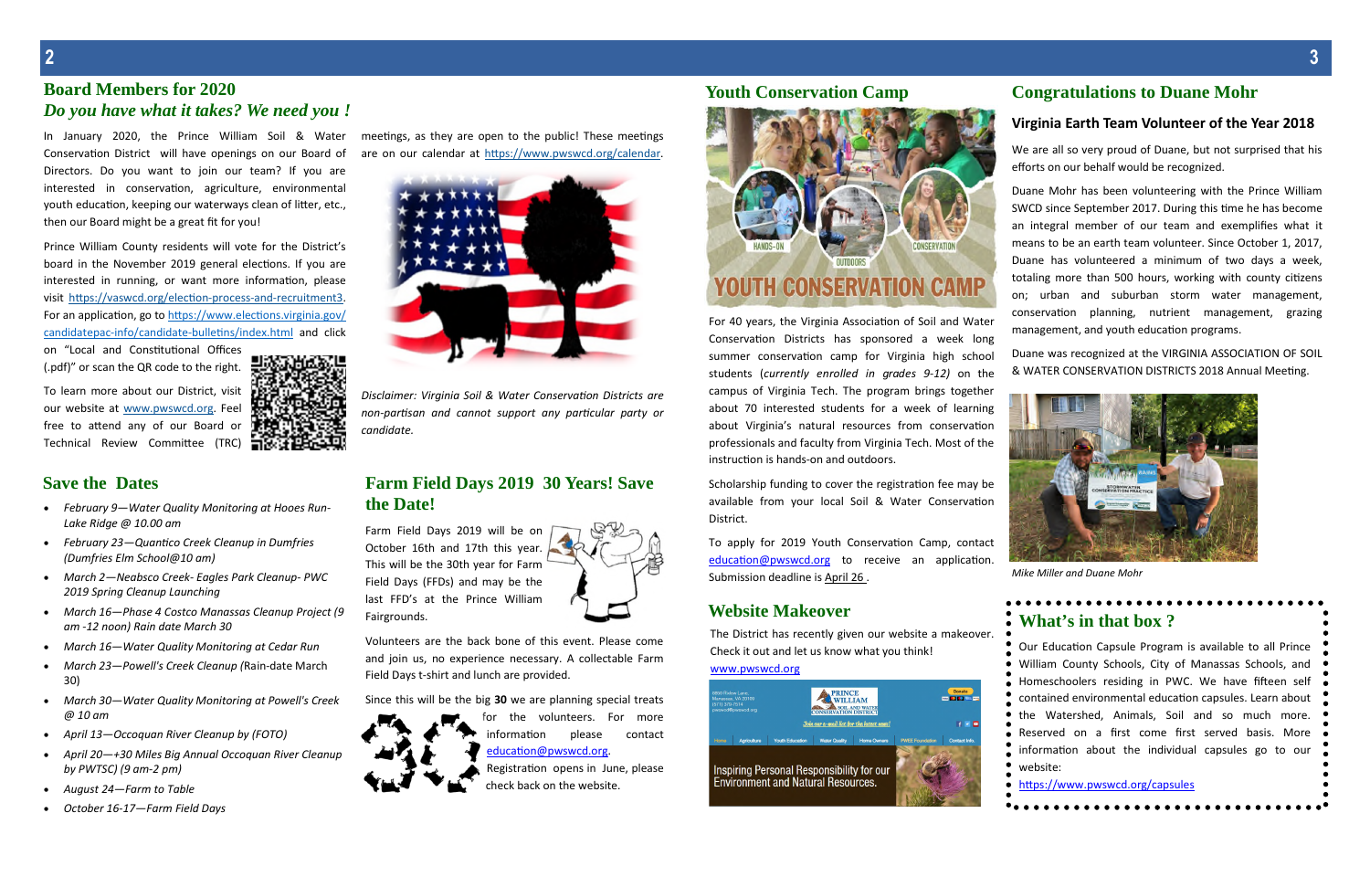## Board Members for 2020

### *Do you have what it takes? We need you !*

In January 2020, the Prince William Soil & Water Conservation District will have openings on our Board of Directors. Do you want to join our team? If you are interested in conservation, agriculture, environmental youth education, keeping our waterways clean of litter, etc., then our Board might be a great fit for you!

Prince William County residents will vote for the District's board in the November 2019 general elections. If you are interested in running, or want more information, please visit https://vaswcd.org/election-process-and-recruitment3. For an application, go to https://www.elections.virginia.gov/candidatepac-info/candidate-bulletins/index.html and click on "Local and Constitutional Offices (.pdf)" or scan the QR code to the right.

To learn more about our District, visit our website at www.pwswcd.org. Feel free to attend any of our Board or Technical Review Committee (TRC) meetings, as they are open to the public! These meetings are on our calendar at https://www.pwswcd.org/calendar.

*Disclaimer: Virginia Soil & Water Conservation Districts are non-partisan and cannot support any particular party or candidate.*

## Save the Dates

- *February 9—Water Quality Monitoring at Hooes Run-Lake Ridge @ 10.00 am*
- *February 23—Quantico Creek Cleanup in Dumfries (Dumfries Elm School@10 am)*
- *March 2—Neabsco Creek- Eagles Park Cleanup- PWC 2019 Spring Cleanup Launching*
- *March 16—Phase 4 Costco Manassas Cleanup Project (9 am -12 noon) Rain date March 30*
- *March 16—Water Quality Monitoring at Cedar Run*
- *March 23—Powell's Creek Cleanup (*Rain-date March 30)
- *March 30—Water Quality Monitoring at Powell's Creek @ 10 am*
- *April 13—Occoquan River Cleanup by (FOTO)*
- *April 20—+30 Miles Big Annual Occoquan River Cleanup by PWTSC) (9 am-2 pm)*
- *August 24—Farm to Table*
- *October 16-17—Farm Field Days*

## Farm Field Days 2019 30 Years! Save the Date!

Farm Field Days 2019 will be on October 16th and 17th this year. This will be the 30th year for Farm Field Days (FFDs) and may be the last FFD's at the Prince William Fairgrounds.

Volunteers are the back bone of this event. Please come and join us, no experience necessary. A collectable Farm Field Days t-shirt and lunch are provided.

Since this will be the big **30** we are planning special treats for the volunteers. For more information please contact education@pwswcd.org. Registration opens in June, please check back on the website.

## Youth Conservation Camp

For 40 years, the Virginia Association of Soil and Water Conservation Districts has sponsored a week long summer conservation camp for Virginia high school students (*currently enrolled in grades 9-12)* on the campus of Virginia Tech. The program brings together about 70 interested students for a week of learning about Virginia's natural resources from conservation professionals and faculty from Virginia Tech. Most of the instruction is hands-on and outdoors.

Scholarship funding to cover the registration fee may be available from your local Soil & Water Conservation District.

To apply for 2019 Youth Conservation Camp, contact education@pwswcd.org to receive an application. Submission deadline is April 26 .

## Website Makeover

The District has recently given our website a makeover. Check it out and let us know what you think!

www.pwswcd.org

## Congratulations to Duane Mohr

### Virginia Earth Team Volunteer of the Year 2018

We are all so very proud of Duane, but not surprised that his efforts on our behalf would be recognized.

Duane Mohr has been volunteering with the Prince William SWCD since September 2017. During this time he has become an integral member of our team and exemplifies what it means to be an earth team volunteer. Since October 1, 2017, Duane has volunteered a minimum of two days a week, totaling more than 500 hours, working with county citizens on; urban and suburban storm water management, conservation planning, nutrient management, grazing management, and youth education programs.

Duane was recognized at the VIRGINIA ASSOCIATION OF SOIL & WATER CONSERVATION DISTRICTS 2018 Annual Meeting.

*Mike Miller and Duane Mohr*

## What's in that box ?

Our Education Capsule Program is available to all Prince William County Schools, City of Manassas Schools, and Homeschoolers residing in PWC. We have fifteen self contained environmental education capsules. Learn about the Watershed, Animals, Soil and so much more. Reserved on a first come first served basis. More information about the individual capsules go to our website:

https://www.pwswcd.org/capsules